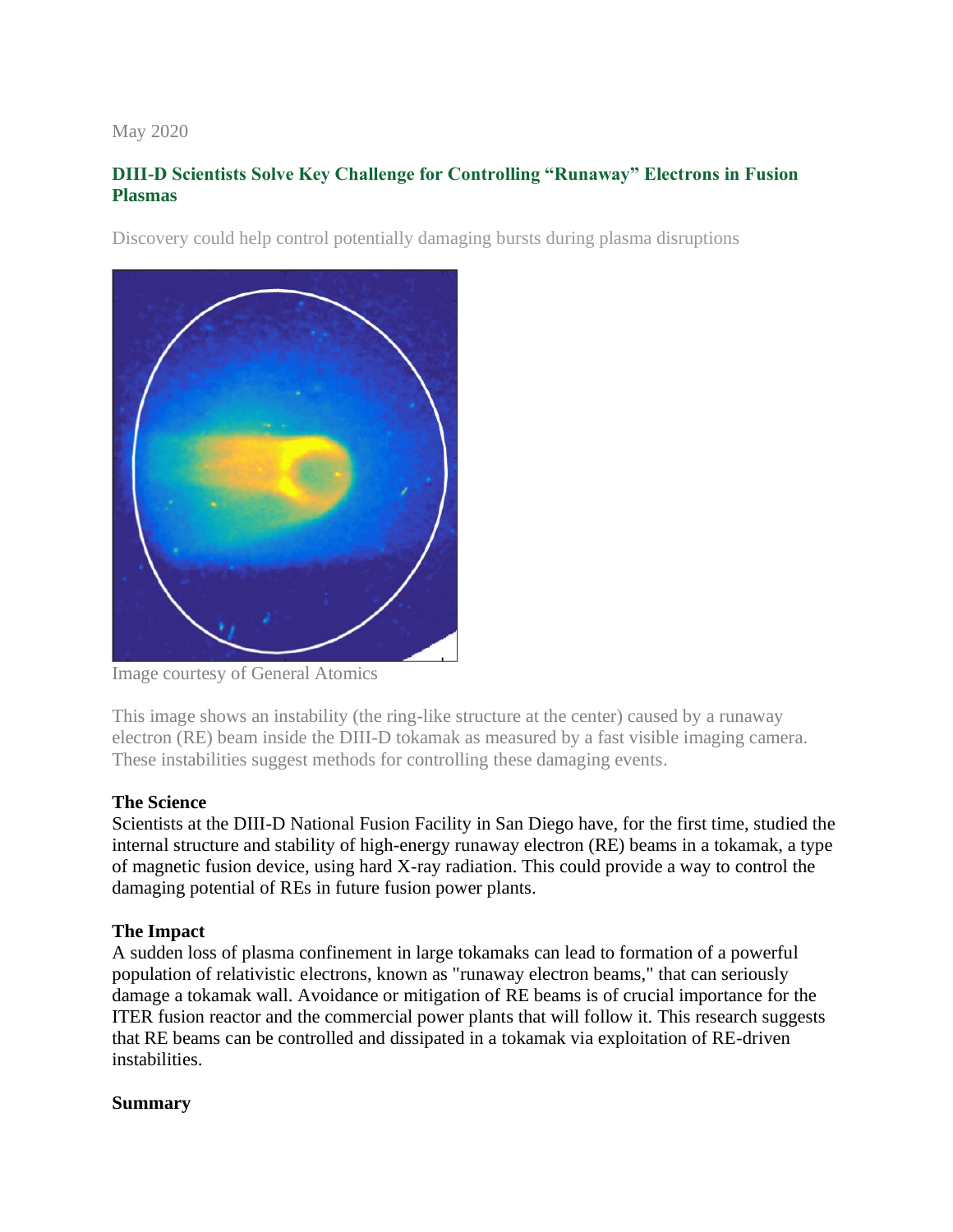May 2020

## DIII-D Scientists Solve Key Challenge for Controlling "Runaway" Electrons in Fusion Plasmas

Discovery could help control potentially damaging bursts during plasma disruptions

Image courtesy of General Atomics

This image shows an instability (the ring-like structure at the center) caused by a runaway electron (RE) beam inside the DIII-D tokamak as measured by a fast visible imaging camera. These instabilities suggest methods for controlling these damaging events.

**The Science**
Scientists at the DIII-D National Fusion Facility in San Diego have, for the first time, studied the internal structure and stability of high-energy runaway electron (RE) beams in a tokamak, a type of magnetic fusion device, using hard X-ray radiation. This could provide a way to control the damaging potential of REs in future fusion power plants.

**The Impact**
A sudden loss of plasma confinement in large tokamaks can lead to formation of a powerful population of relativistic electrons, known as "runaway electron beams," that can seriously damage a tokamak wall. Avoidance or mitigation of RE beams is of crucial importance for the ITER fusion reactor and the commercial power plants that will follow it. This research suggests that RE beams can be controlled and dissipated in a tokamak via exploitation of RE-driven instabilities.

**Summary**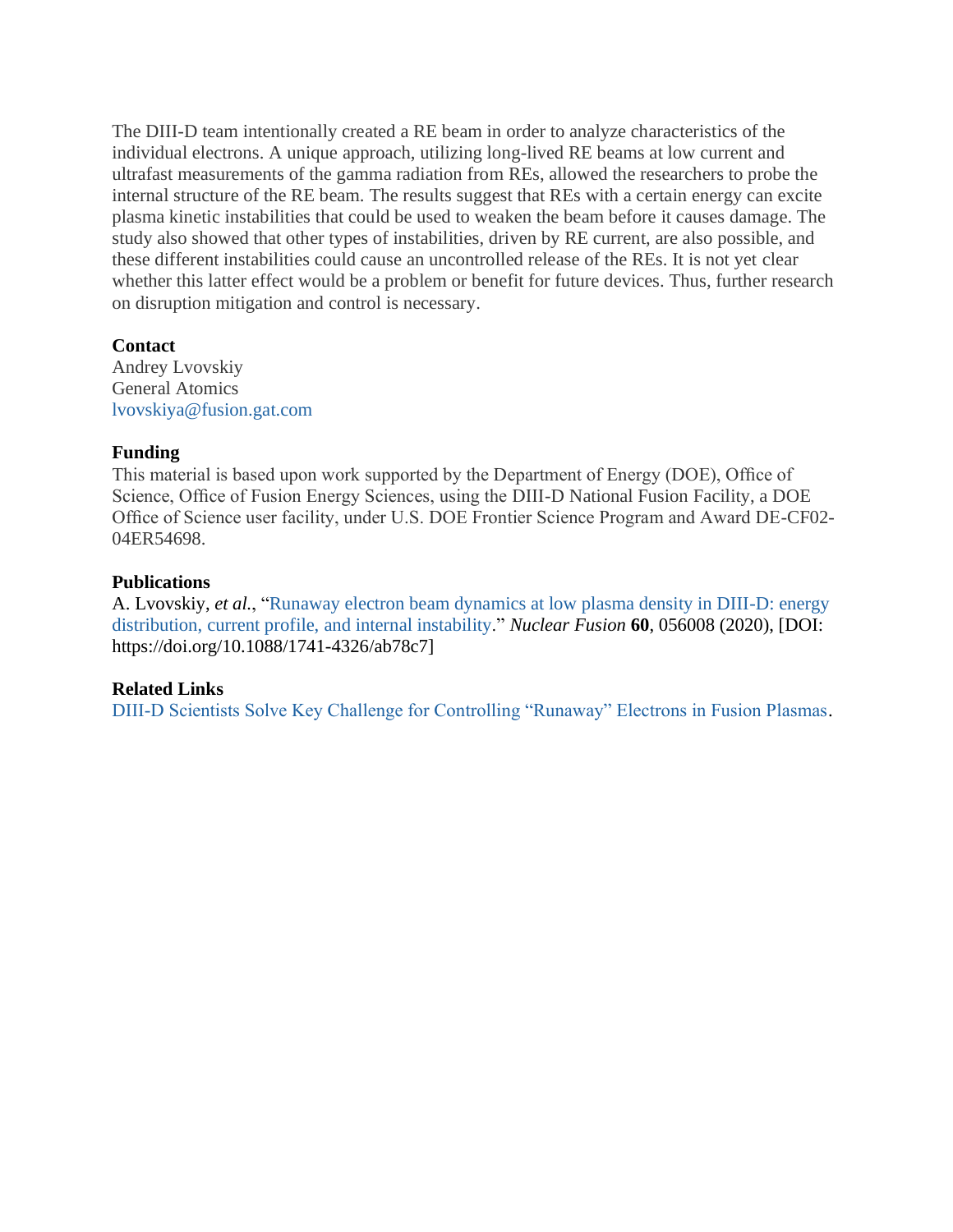The DIII-D team intentionally created a RE beam in order to analyze characteristics of the individual electrons. A unique approach, utilizing long-lived RE beams at low current and ultrafast measurements of the gamma radiation from REs, allowed the researchers to probe the internal structure of the RE beam. The results suggest that REs with a certain energy can excite plasma kinetic instabilities that could be used to weaken the beam before it causes damage. The study also showed that other types of instabilities, driven by RE current, are also possible, and these different instabilities could cause an uncontrolled release of the REs. It is not yet clear whether this latter effect would be a problem or benefit for future devices. Thus, further research on disruption mitigation and control is necessary.

**Contact**
Andrey Lvovskiy
General Atomics
lvovskiya@fusion.gat.com

**Funding**
This material is based upon work supported by the Department of Energy (DOE), Office of Science, Office of Fusion Energy Sciences, using the DIII-D National Fusion Facility, a DOE Office of Science user facility, under U.S. DOE Frontier Science Program and Award DE-CF02-04ER54698.

**Publications**
A. Lvovskiy, *et al.*, "Runaway electron beam dynamics at low plasma density in DIII-D: energy distribution, current profile, and internal instability." *Nuclear Fusion* **60**, 056008 (2020), [DOI: https://doi.org/10.1088/1741-4326/ab78c7]

**Related Links**
DIII-D Scientists Solve Key Challenge for Controlling "Runaway" Electrons in Fusion Plasmas.